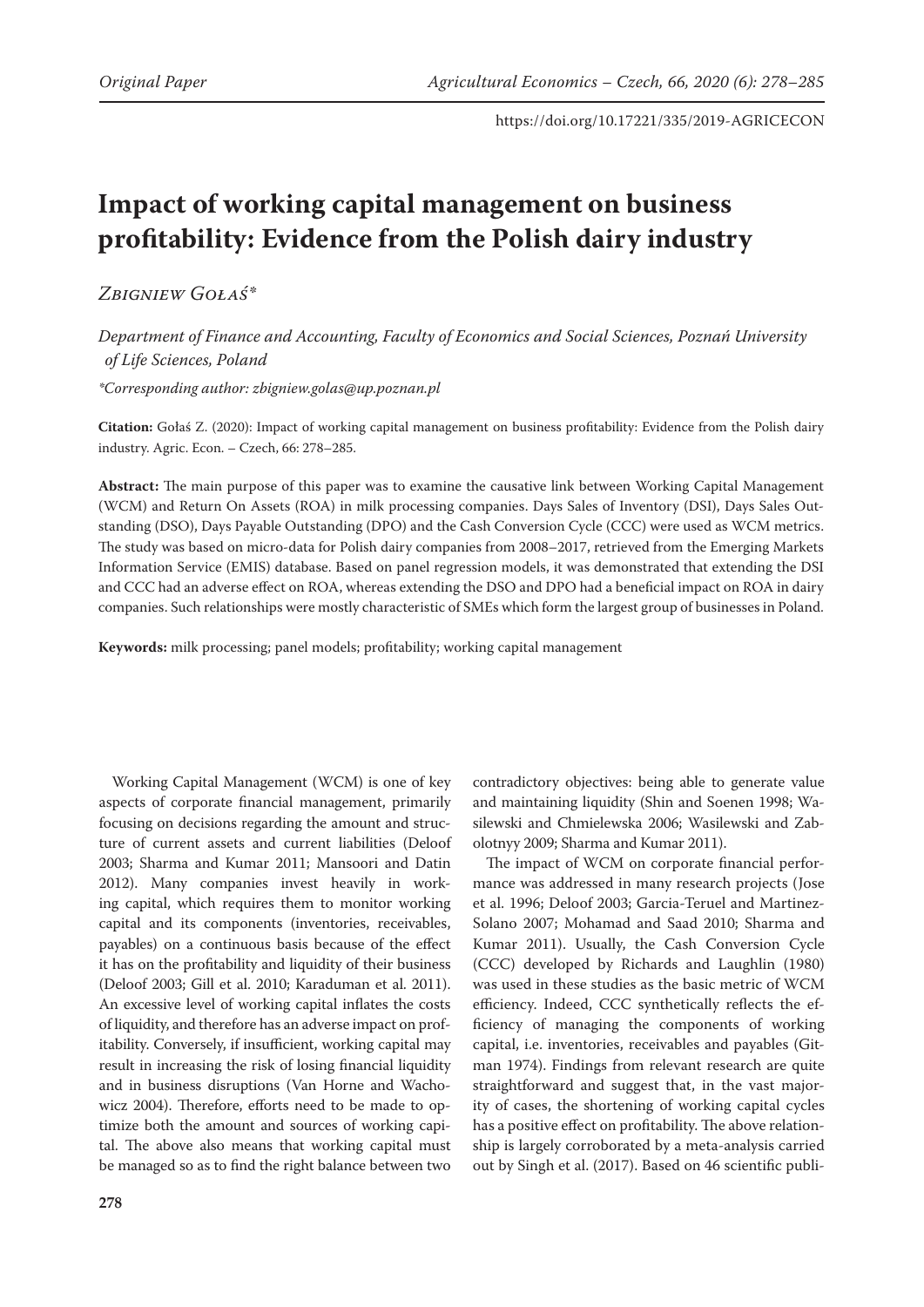Original Paper

https://doi.org/10.17221/335/2019-AGRICECON

# Impact of working capital management on business profitability: Evidence from the Polish dairy industry

*Zbigniew Gołaś\**

*Department of Finance and Accounting, Faculty of Economics and Social Sciences, Poznań University of Life Sciences, Poland*

*\*Corresponding author: zbigniew.golas@up.poznan.pl*

**Citation:** Gołaś Z. (2020): Impact of working capital management on business profitability: Evidence from the Polish dairy industry. Agric. Econ. – Czech, 66: 278–285.

**Abstract:** The main purpose of this paper was to examine the causative link between Working Capital Management (WCM) and Return On Assets (ROA) in milk processing companies. Days Sales of Inventory (DSI), Days Sales Outstanding (DSO), Days Payable Outstanding (DPO) and the Cash Conversion Cycle (CCC) were used as WCM metrics. The study was based on micro-data for Polish dairy companies from 2008–2017, retrieved from the Emerging Markets Information Service (EMIS) database. Based on panel regression models, it was demonstrated that extending the DSI and CCC had an adverse effect on ROA, whereas extending the DSO and DPO had a beneficial impact on ROA in dairy companies. Such relationships were mostly characteristic of SMEs which form the largest group of businesses in Poland.

**Keywords:** milk processing; panel models; profitability; working capital management

Working Capital Management (WCM) is one of key aspects of corporate financial management, primarily focusing on decisions regarding the amount and structure of current assets and current liabilities (Deloof 2003; Sharma and Kumar 2011; Mansoori and Datin 2012). Many companies invest heavily in working capital, which requires them to monitor working capital and its components (inventories, receivables, payables) on a continuous basis because of the effect it has on the profitability and liquidity of their business (Deloof 2003; Gill et al. 2010; Karaduman et al. 2011). An excessive level of working capital inflates the costs of liquidity, and therefore has an adverse impact on profitability. Conversely, if insufficient, working capital may result in increasing the risk of losing financial liquidity and in business disruptions (Van Horne and Wachowicz 2004). Therefore, efforts need to be made to optimize both the amount and sources of working capital. The above also means that working capital must be managed so as to find the right balance between two contradictory objectives: being able to generate value and maintaining liquidity (Shin and Soenen 1998; Wasilewski and Chmielewska 2006; Wasilewski and Zabolotnyy 2009; Sharma and Kumar 2011).

The impact of WCM on corporate financial performance was addressed in many research projects (Jose et al. 1996; Deloof 2003; Garcia-Teruel and Martinez-Solano 2007; Mohamad and Saad 2010; Sharma and Kumar 2011). Usually, the Cash Conversion Cycle (CCC) developed by Richards and Laughlin (1980) was used in these studies as the basic metric of WCM efficiency. Indeed, CCC synthetically reflects the efficiency of managing the components of working capital, i.e. inventories, receivables and payables (Gitman 1974). Findings from relevant research are quite straightforward and suggest that, in the vast majority of cases, the shortening of working capital cycles has a positive effect on profitability. The above relationship is largely corroborated by a meta-analysis carried out by Singh et al. (2017). Based on 46 scientific publi-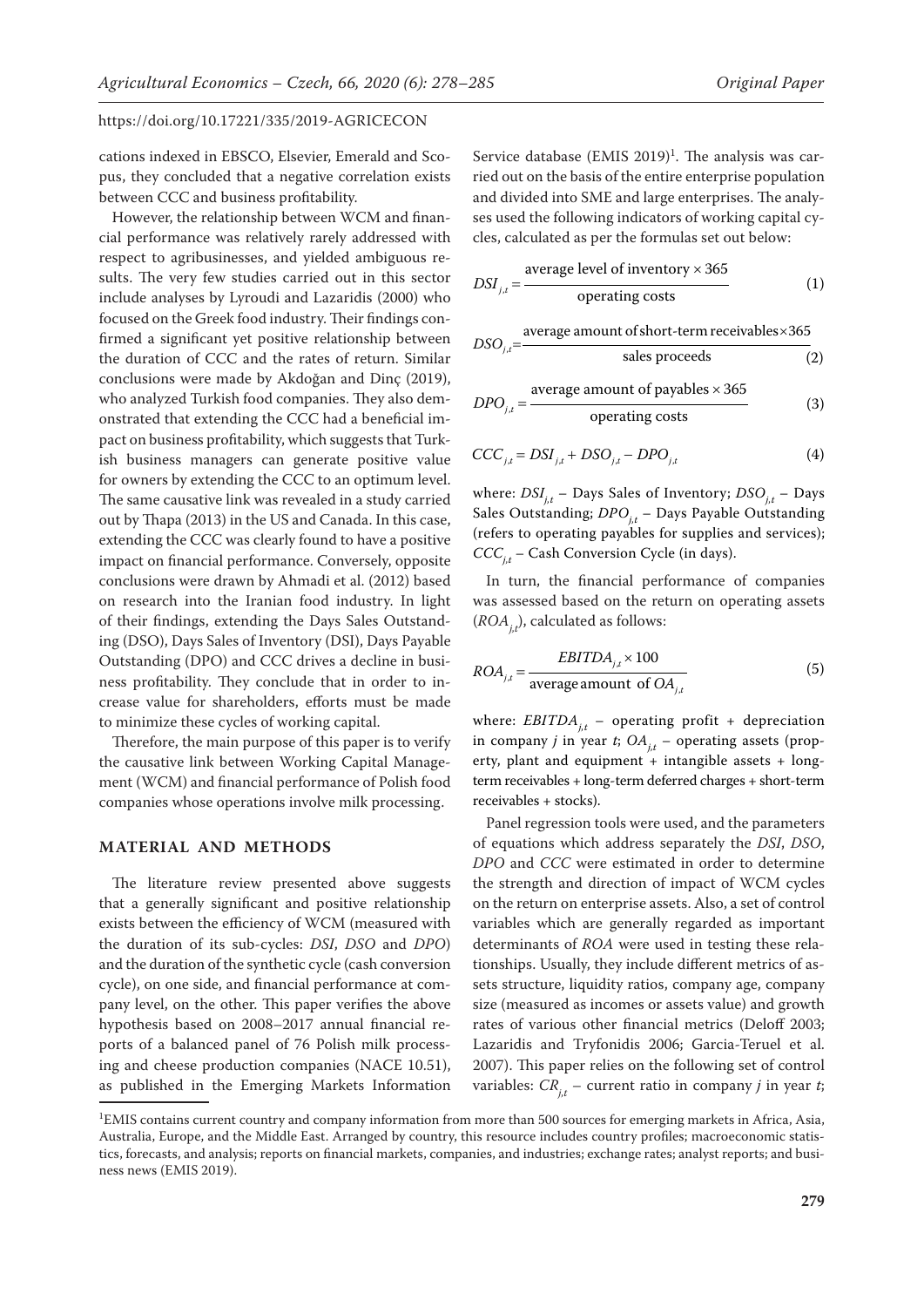cations indexed in EBSCO, Elsevier, Emerald and Scopus, they concluded that a negative correlation exists between CCC and business profitability.

However, the relationship between WCM and financial performance was relatively rarely addressed with respect to agribusinesses, and yielded ambiguous results. The very few studies carried out in this sector include analyses by Lyroudi and Lazaridis (2000) who focused on the Greek food industry. Their findings confirmed a significant yet positive relationship between the duration of CCC and the rates of return. Similar conclusions were made by Akdoğan and Dinç (2019), who analyzed Turkish food companies. They also demonstrated that extending the CCC had a beneficial impact on business profitability, which suggests that Turkish business managers can generate positive value for owners by extending the CCC to an optimum level. The same causative link was revealed in a study carried out by Thapa (2013) in the US and Canada. In this case, extending the CCC was clearly found to have a positive impact on financial performance. Conversely, opposite conclusions were drawn by Ahmadi et al. (2012) based on research into the Iranian food industry. In light of their findings, extending the Days Sales Outstanding (DSO), Days Sales of Inventory (DSI), Days Payable Outstanding (DPO) and CCC drives a decline in business profitability. They conclude that in order to increase value for shareholders, efforts must be made to minimize these cycles of working capital.

Therefore, the main purpose of this paper is to verify the causative link between Working Capital Management (WCM) and financial performance of Polish food companies whose operations involve milk processing.

## MATERIAL AND METHODS

The literature review presented above suggests that a generally significant and positive relationship exists between the efficiency of WCM (measured with the duration of its sub-cycles: *DSI*, *DSO* and *DPO*) and the duration of the synthetic cycle (cash conversion cycle), on one side, and financial performance at company level, on the other. This paper verifies the above hypothesis based on 2008–2017 annual financial reports of a balanced panel of 76 Polish milk processing and cheese production companies (NACE 10.51), as published in the Emerging Markets Information Service database (EMIS 2019)[1]. The analysis was carried out on the basis of the entire enterprise population and divided into SME and large enterprises. The analyses used the following indicators of working capital cycles, calculated as per the formulas set out below:

$$DSI_{j,t} = \frac{\text{average level of inventory} \times 365}{\text{operating costs}} \tag{1}$$

$$DSO_{j,t} = \frac{\text{average amount of short-term receivables} \times 365}{\text{sales proceeds}} \tag{2}$$

$$DPO_{j,t} = \frac{\text{average amount of payables} \times 365}{\text{operating costs}} \tag{3}$$

$$CCC_{j,t} = DSI_{j,t} + DSO_{j,t} - DPO_{j,t} \tag{4}$$

where: $DSI_{j,t}$ – Days Sales of Inventory; $DSO_{j,t}$ – Days Sales Outstanding; $DPO_{j,t}$ – Days Payable Outstanding (refers to operating payables for supplies and services); $CCC_{j,t}$ – Cash Conversion Cycle (in days).

In turn, the financial performance of companies was assessed based on the return on operating assets ($ROA_{j,t}$), calculated as follows:

$$ROA_{j,t} = \frac{EBITDA_{j,t} \times 100}{\text{average amount of } OA_{j,t}} \tag{5}$$

where: $EBITDA_{j,t}$ – operating profit + depreciation in company *j* in year *t*; $OA_{j,t}$ – operating assets (property, plant and equipment + intangible assets + long-term receivables + long-term deferred charges + short-term receivables + stocks).

Panel regression tools were used, and the parameters of equations which address separately the *DSI*, *DSO*, *DPO* and *CCC* were estimated in order to determine the strength and direction of impact of WCM cycles on the return on enterprise assets. Also, a set of control variables which are generally regarded as important determinants of *ROA* were used in testing these relationships. Usually, they include different metrics of assets structure, liquidity ratios, company age, company size (measured as incomes or assets value) and growth rates of various other financial metrics (Deloff 2003; Lazaridis and Tryfonidis 2006; Garcia-Teruel et al. 2007). This paper relies on the following set of control variables: $CR_{j,t}$ – current ratio in company *j* in year *t*;

[1]EMIS contains current country and company information from more than 500 sources for emerging markets in Africa, Asia, Australia, Europe, and the Middle East. Arranged by country, this resource includes country profiles; macroeconomic statistics, forecasts, and analysis; reports on financial markets, companies, and industries; exchange rates; analyst reports; and business news (EMIS 2019).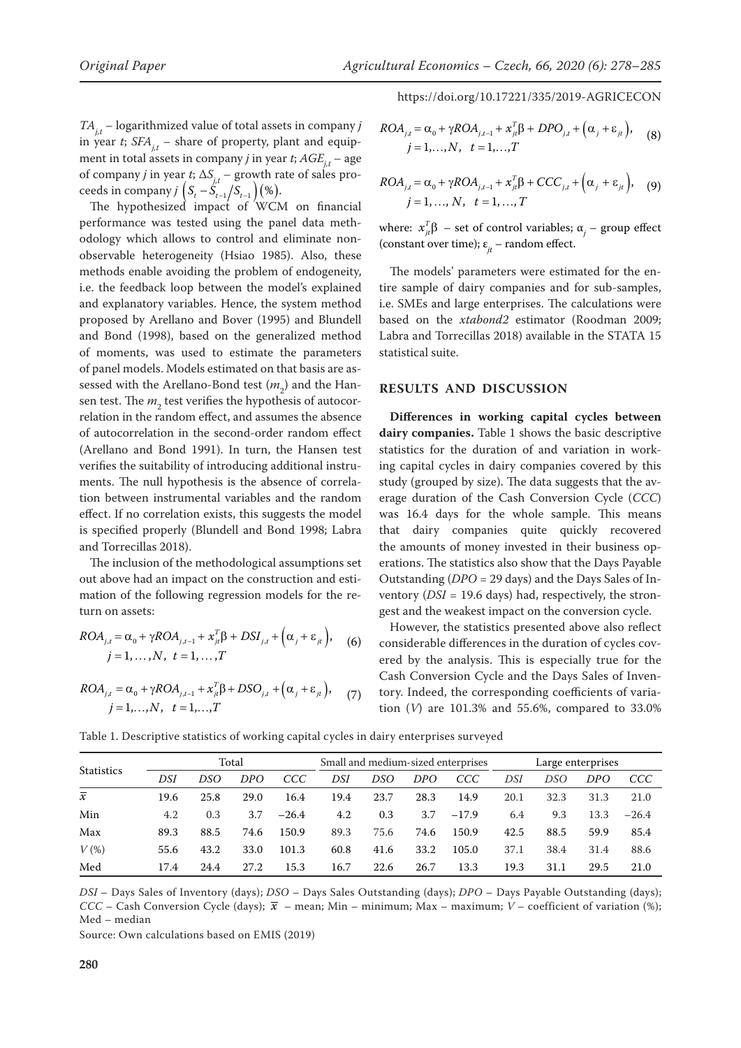$TA_{j,t}$ – logarithmized value of total assets in company $j$ in year $t$; $SFA_{j,t}$ – share of property, plant and equipment in total assets in company $j$ in year $t$; $AGE_{j,t}$ – age of company $j$ in year $t$; $\Delta S_{j,t}$ – growth rate of sales proceeds in company $j$ $\left(S_t - S_{t-1}/S_{t-1}\right)(\%)$.

The hypothesized impact of WCM on financial performance was tested using the panel data methodology which allows to control and eliminate nonobservable heterogeneity (Hsiao 1985). Also, these methods enable avoiding the problem of endogeneity, i.e. the feedback loop between the model's explained and explanatory variables. Hence, the system method proposed by Arellano and Bover (1995) and Blundell and Bond (1998), based on the generalized method of moments, was used to estimate the parameters of panel models. Models estimated on that basis are assessed with the Arellano-Bond test ($m_2$) and the Hansen test. The $m_2$ test verifies the hypothesis of autocorrelation in the random effect, and assumes the absence of autocorrelation in the second-order random effect (Arellano and Bond 1991). In turn, the Hansen test verifies the suitability of introducing additional instruments. The null hypothesis is the absence of correlation between instrumental variables and the random effect. If no correlation exists, this suggests the model is specified properly (Blundell and Bond 1998; Labra and Torrecillas 2018).

The inclusion of the methodological assumptions set out above had an impact on the construction and estimation of the following regression models for the return on assets:

$$ROA_{j,t} = \alpha_0 + \gamma ROA_{j,t-1} + x_{jt}^T\beta + DSI_{j,t} + \left(\alpha_j + \varepsilon_{jt}\right), \quad j = 1, \ldots, N, \;\; t = 1, \ldots, T \tag{6}$$

$$ROA_{j,t} = \alpha_0 + \gamma ROA_{j,t-1} + x_{jt}^T\beta + DSO_{j,t} + \left(\alpha_j + \varepsilon_{jt}\right), \quad j = 1, \ldots, N, \;\; t = 1, \ldots, T \tag{7}$$

$$ROA_{j,t} = \alpha_0 + \gamma ROA_{j,t-1} + x_{jt}^T\beta + DPO_{j,t} + \left(\alpha_j + \varepsilon_{jt}\right), \quad j = 1, \ldots, N, \;\; t = 1, \ldots, T \tag{8}$$

$$ROA_{j,t} = \alpha_0 + \gamma ROA_{j,t-1} + x_{jt}^T\beta + CCC_{j,t} + \left(\alpha_j + \varepsilon_{jt}\right), \quad j = 1, \ldots, N, \;\; t = 1, \ldots, T \tag{9}$$

where: $x_{jt}^T\beta$ – set of control variables; $\alpha_j$ – group effect (constant over time); $\varepsilon_{jt}$ – random effect.

The models' parameters were estimated for the entire sample of dairy companies and for sub-samples, i.e. SMEs and large enterprises. The calculations were based on the *xtabond2* estimator (Roodman 2009; Labra and Torrecillas 2018) available in the STATA 15 statistical suite.

## RESULTS AND DISCUSSION

**Differences in working capital cycles between dairy companies.** Table 1 shows the basic descriptive statistics for the duration of and variation in working capital cycles in dairy companies covered by this study (grouped by size). The data suggests that the average duration of the Cash Conversion Cycle (*CCC*) was 16.4 days for the whole sample. This means that dairy companies quite quickly recovered the amounts of money invested in their business operations. The statistics also show that the Days Payable Outstanding (*DPO* = 29 days) and the Days Sales of Inventory (*DSI* = 19.6 days) had, respectively, the strongest and the weakest impact on the conversion cycle.

However, the statistics presented above also reflect considerable differences in the duration of cycles covered by the analysis. This is especially true for the Cash Conversion Cycle and the Days Sales of Inventory. Indeed, the corresponding coefficients of variation ($V$) are 101.3% and 55.6%, compared to 33.0%

Table 1. Descriptive statistics of working capital cycles in dairy enterprises surveyed

| Statistics | Total | | | | Small and medium-sized enterprises | | | | Large enterprises | | | |
|---|---|---|---|---|---|---|---|---|---|---|---|---|
| | *DSI* | *DSO* | *DPO* | *CCC* | *DSI* | *DSO* | *DPO* | *CCC* | *DSI* | *DSO* | *DPO* | *CCC* |
| $\bar{x}$ | 19.6 | 25.8 | 29.0 | 16.4 | 19.4 | 23.7 | 28.3 | 14.9 | 20.1 | 32.3 | 31.3 | 21.0 |
| Min | 4.2 | 0.3 | 3.7 | −26.4 | 4.2 | 0.3 | 3.7 | −17.9 | 6.4 | 9.3 | 13.3 | −26.4 |
| Max | 89.3 | 88.5 | 74.6 | 150.9 | 89.3 | 75.6 | 74.6 | 150.9 | 42.5 | 88.5 | 59.9 | 85.4 |
| $V$ (%) | 55.6 | 43.2 | 33.0 | 101.3 | 60.8 | 41.6 | 33.2 | 105.0 | 37.1 | 38.4 | 31.4 | 88.6 |
| Med | 17.4 | 24.4 | 27.2 | 15.3 | 16.7 | 22.6 | 26.7 | 13.3 | 19.3 | 31.1 | 29.5 | 21.0 |

*DSI* – Days Sales of Inventory (days); *DSO* – Days Sales Outstanding (days); *DPO* – Days Payable Outstanding (days); *CCC* – Cash Conversion Cycle (days); $\bar{x}$ – mean; Min – minimum; Max – maximum; $V$ – coefficient of variation (%); Med – median

Source: Own calculations based on EMIS (2019)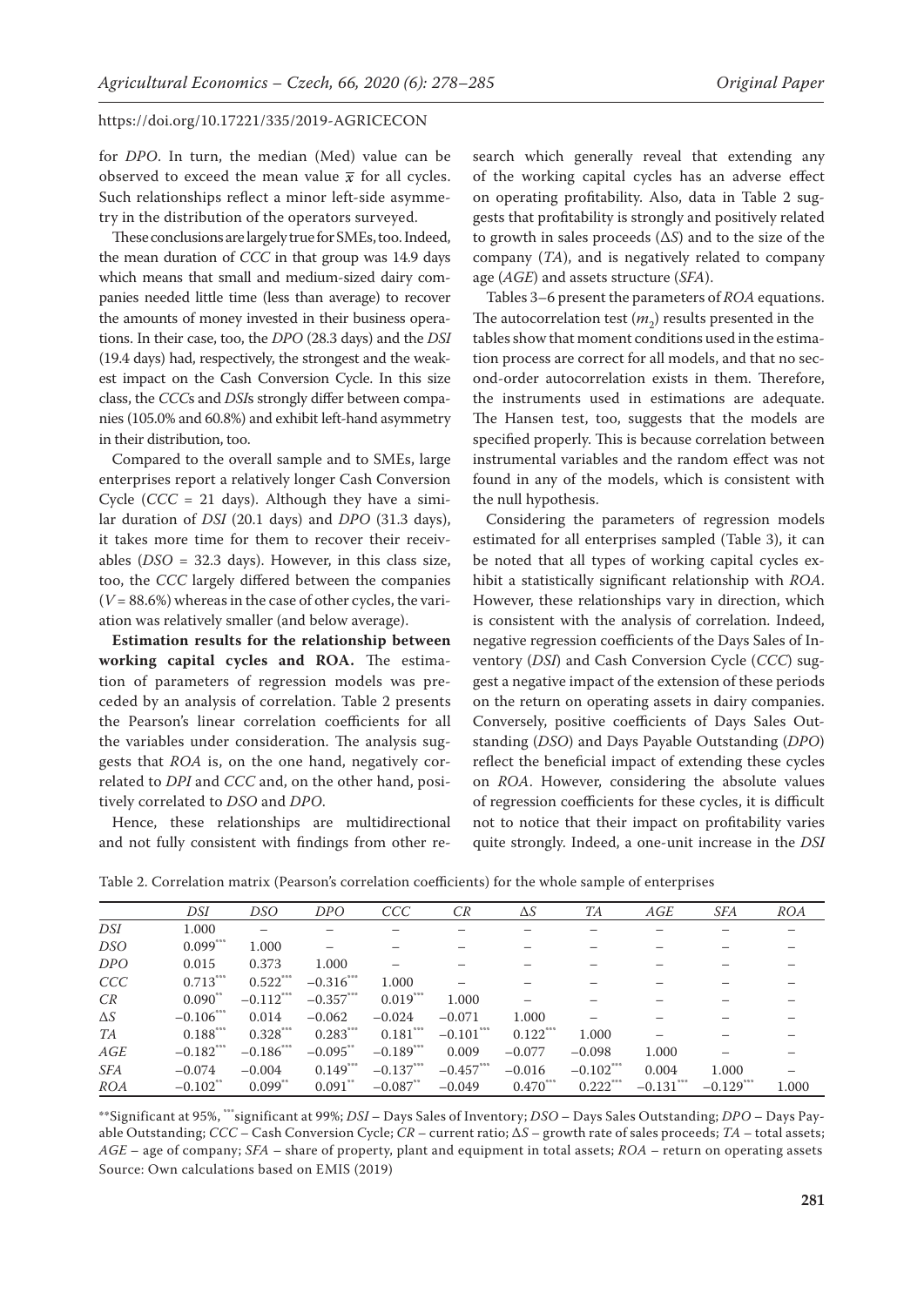for *DPO*. In turn, the median (Med) value can be observed to exceed the mean value $\bar{x}$ for all cycles. Such relationships reflect a minor left-side asymmetry in the distribution of the operators surveyed.

These conclusions are largely true for SMEs, too. Indeed, the mean duration of *CCC* in that group was 14.9 days which means that small and medium-sized dairy companies needed little time (less than average) to recover the amounts of money invested in their business operations. In their case, too, the *DPO* (28.3 days) and the *DSI* (19.4 days) had, respectively, the strongest and the weakest impact on the Cash Conversion Cycle. In this size class, the *CCC*s and *DSI*s strongly differ between companies (105.0% and 60.8%) and exhibit left-hand asymmetry in their distribution, too.

Compared to the overall sample and to SMEs, large enterprises report a relatively longer Cash Conversion Cycle (*CCC* = 21 days). Although they have a similar duration of *DSI* (20.1 days) and *DPO* (31.3 days), it takes more time for them to recover their receivables (*DSO* = 32.3 days). However, in this class size, too, the *CCC* largely differed between the companies (*V* = 88.6%) whereas in the case of other cycles, the variation was relatively smaller (and below average).

**Estimation results for the relationship between working capital cycles and ROA.** The estimation of parameters of regression models was preceded by an analysis of correlation. Table 2 presents the Pearson's linear correlation coefficients for all the variables under consideration. The analysis suggests that *ROA* is, on the one hand, negatively correlated to *DPI* and *CCC* and, on the other hand, positively correlated to *DSO* and *DPO*.

Hence, these relationships are multidirectional and not fully consistent with findings from other research which generally reveal that extending any of the working capital cycles has an adverse effect on operating profitability. Also, data in Table 2 suggests that profitability is strongly and positively related to growth in sales proceeds ($\Delta S$) and to the size of the company (*TA*), and is negatively related to company age (*AGE*) and assets structure (*SFA*).

Tables 3–6 present the parameters of *ROA* equations. The autocorrelation test ($m_2$) results presented in the tables show that moment conditions used in the estimation process are correct for all models, and that no second-order autocorrelation exists in them. Therefore, the instruments used in estimations are adequate. The Hansen test, too, suggests that the models are specified properly. This is because correlation between instrumental variables and the random effect was not found in any of the models, which is consistent with the null hypothesis.

Considering the parameters of regression models estimated for all enterprises sampled (Table 3), it can be noted that all types of working capital cycles exhibit a statistically significant relationship with *ROA*. However, these relationships vary in direction, which is consistent with the analysis of correlation. Indeed, negative regression coefficients of the Days Sales of Inventory (*DSI*) and Cash Conversion Cycle (*CCC*) suggest a negative impact of the extension of these periods on the return on operating assets in dairy companies. Conversely, positive coefficients of Days Sales Outstanding (*DSO*) and Days Payable Outstanding (*DPO*) reflect the beneficial impact of extending these cycles on *ROA*. However, considering the absolute values of regression coefficients for these cycles, it is difficult not to notice that their impact on profitability varies quite strongly. Indeed, a one-unit increase in the *DSI*

Table 2. Correlation matrix (Pearson's correlation coefficients) for the whole sample of enterprises

| | *DSI* | *DSO* | *DPO* | *CCC* | *CR* | $\Delta S$ | *TA* | *AGE* | *SFA* | *ROA* |
|---|---|---|---|---|---|---|---|---|---|---|
| *DSI* | 1.000 | – | – | – | – | – | – | – | – | – |
| *DSO* | 0.099*** | 1.000 | – | – | – | – | – | – | – | – |
| *DPO* | 0.015 | 0.373 | 1.000 | – | – | – | – | – | – | – |
| *CCC* | 0.713*** | 0.522*** | −0.316*** | 1.000 | – | – | – | – | – | – |
| *CR* | 0.090** | −0.112*** | −0.357*** | 0.019*** | 1.000 | – | – | – | – | – |
| $\Delta S$ | −0.106*** | 0.014 | −0.062 | −0.024 | −0.071 | 1.000 | – | – | – | – |
| *TA* | 0.188*** | 0.328*** | 0.283*** | 0.181*** | −0.101*** | 0.122*** | 1.000 | – | – | – |
| *AGE* | −0.182*** | −0.186*** | −0.095** | −0.189*** | 0.009 | −0.077 | −0.098 | 1.000 | – | – |
| *SFA* | −0.074 | −0.004 | 0.149*** | −0.137*** | −0.457*** | −0.016 | −0.102*** | 0.004 | 1.000 | – |
| *ROA* | −0.102** | 0.099** | 0.091** | −0.087** | −0.049 | 0.470*** | 0.222*** | −0.131*** | −0.129*** | 1.000 |

**Significant at 95%, ***significant at 99%; *DSI* – Days Sales of Inventory; *DSO* – Days Sales Outstanding; *DPO* – Days Payable Outstanding; *CCC* – Cash Conversion Cycle; *CR* – current ratio; $\Delta S$ – growth rate of sales proceeds; *TA* – total assets; *AGE* – age of company; *SFA* – share of property, plant and equipment in total assets; *ROA* – return on operating assets
Source: Own calculations based on EMIS (2019)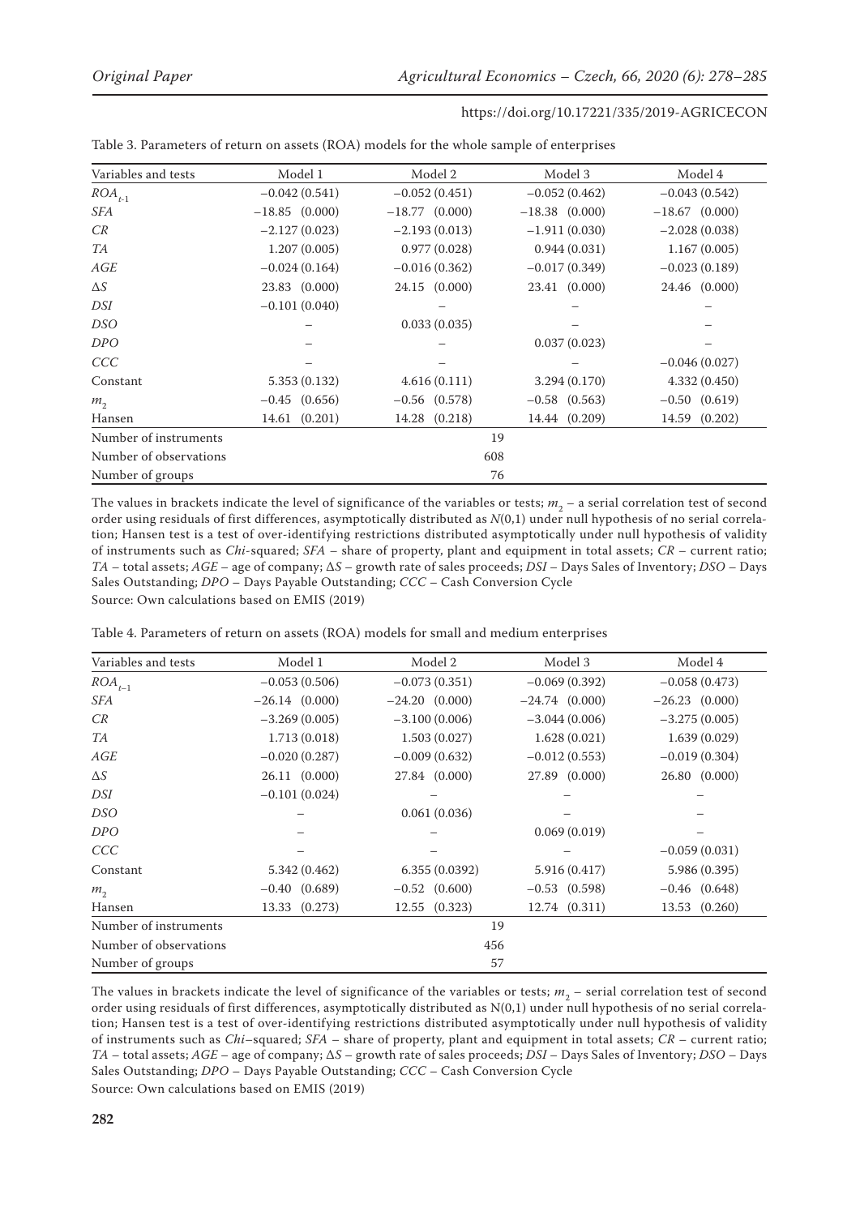Table 3. Parameters of return on assets (ROA) models for the whole sample of enterprises

| Variables and tests | Model 1 | Model 2 | Model 3 | Model 4 |
|---|---|---|---|---|
| $ROA_{t-1}$ | −0.042 (0.541) | −0.052 (0.451) | −0.052 (0.462) | −0.043 (0.542) |
| *SFA* | −18.85 (0.000) | −18.77 (0.000) | −18.38 (0.000) | −18.67 (0.000) |
| *CR* | −2.127 (0.023) | −2.193 (0.013) | −1.911 (0.030) | −2.028 (0.038) |
| *TA* | 1.207 (0.005) | 0.977 (0.028) | 0.944 (0.031) | 1.167 (0.005) |
| *AGE* | −0.024 (0.164) | −0.016 (0.362) | −0.017 (0.349) | −0.023 (0.189) |
| $\Delta S$ | 23.83 (0.000) | 24.15 (0.000) | 23.41 (0.000) | 24.46 (0.000) |
| *DSI* | −0.101 (0.040) | – | – | – |
| *DSO* | – | 0.033 (0.035) | – | – |
| *DPO* | – | – | 0.037 (0.023) | – |
| *CCC* | – | – | – | −0.046 (0.027) |
| Constant | 5.353 (0.132) | 4.616 (0.111) | 3.294 (0.170) | 4.332 (0.450) |
| $m_2$ | −0.45 (0.656) | −0.56 (0.578) | −0.58 (0.563) | −0.50 (0.619) |
| Hansen | 14.61 (0.201) | 14.28 (0.218) | 14.44 (0.209) | 14.59 (0.202) |
| Number of instruments | 19 | | | |
| Number of observations | 608 | | | |
| Number of groups | 76 | | | |

The values in brackets indicate the level of significance of the variables or tests; $m_2$ – a serial correlation test of second order using residuals of first differences, asymptotically distributed as $N(0,1)$ under null hypothesis of no serial correlation; Hansen test is a test of over-identifying restrictions distributed asymptotically under null hypothesis of validity of instruments such as *Chi*-squared; *SFA* – share of property, plant and equipment in total assets; *CR* – current ratio; *TA* – total assets; *AGE* – age of company; $\Delta S$ – growth rate of sales proceeds; *DSI* – Days Sales of Inventory; *DSO* – Days Sales Outstanding; *DPO* – Days Payable Outstanding; *CCC* – Cash Conversion Cycle

Source: Own calculations based on EMIS (2019)

Table 4. Parameters of return on assets (ROA) models for small and medium enterprises

| Variables and tests | Model 1 | Model 2 | Model 3 | Model 4 |
|---|---|---|---|---|
| $ROA_{t-1}$ | −0.053 (0.506) | −0.073 (0.351) | −0.069 (0.392) | −0.058 (0.473) |
| *SFA* | −26.14 (0.000) | −24.20 (0.000) | −24.74 (0.000) | −26.23 (0.000) |
| *CR* | −3.269 (0.005) | −3.100 (0.006) | −3.044 (0.006) | −3.275 (0.005) |
| *TA* | 1.713 (0.018) | 1.503 (0.027) | 1.628 (0.021) | 1.639 (0.029) |
| *AGE* | −0.020 (0.287) | −0.009 (0.632) | −0.012 (0.553) | −0.019 (0.304) |
| $\Delta S$ | 26.11 (0.000) | 27.84 (0.000) | 27.89 (0.000) | 26.80 (0.000) |
| *DSI* | −0.101 (0.024) | – | – | – |
| *DSO* | – | 0.061 (0.036) | – | – |
| *DPO* | – | – | 0.069 (0.019) | – |
| *CCC* | – | – | – | −0.059 (0.031) |
| Constant | 5.342 (0.462) | 6.355 (0.0392) | 5.916 (0.417) | 5.986 (0.395) |
| $m_2$ | −0.40 (0.689) | −0.52 (0.600) | −0.53 (0.598) | −0.46 (0.648) |
| Hansen | 13.33 (0.273) | 12.55 (0.323) | 12.74 (0.311) | 13.53 (0.260) |
| Number of instruments | 19 | | | |
| Number of observations | 456 | | | |
| Number of groups | 57 | | | |

The values in brackets indicate the level of significance of the variables or tests; $m_2$ – serial correlation test of second order using residuals of first differences, asymptotically distributed as $N(0,1)$ under null hypothesis of no serial correlation; Hansen test is a test of over-identifying restrictions distributed asymptotically under null hypothesis of validity of instruments such as *Chi*–squared; *SFA* – share of property, plant and equipment in total assets; *CR* – current ratio; *TA* – total assets; *AGE* – age of company; $\Delta S$ – growth rate of sales proceeds; *DSI* – Days Sales of Inventory; *DSO* – Days Sales Outstanding; *DPO* – Days Payable Outstanding; *CCC* – Cash Conversion Cycle

Source: Own calculations based on EMIS (2019)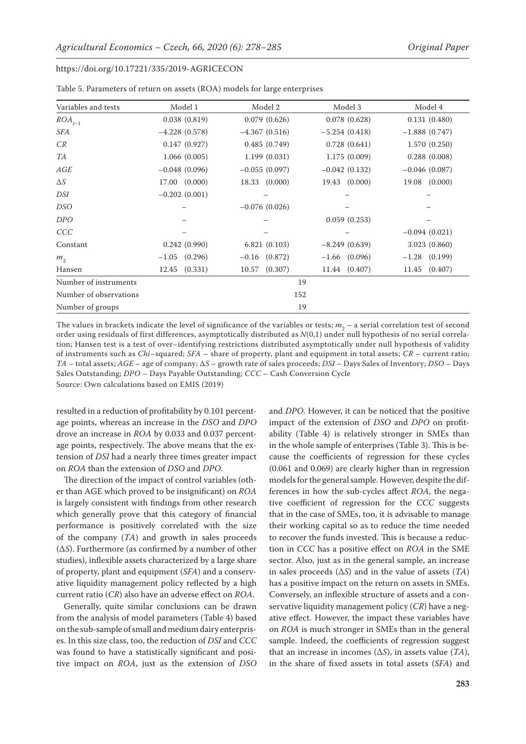Table 5. Parameters of return on assets (ROA) models for large enterprises

| Variables and tests | Model 1 | Model 2 | Model 3 | Model 4 |
|---|---|---|---|---|
| $ROA_{t-1}$ | 0.038 (0.819) | 0.079 (0.626) | 0.078 (0.628) | 0.131 (0.480) |
| *SFA* | −4.228 (0.578) | −4.367 (0.516) | −5.254 (0.418) | −1.888 (0.747) |
| *CR* | 0.147 (0.927) | 0.485 (0.749) | 0.728 (0.641) | 1.570 (0.250) |
| *TA* | 1.066 (0.005) | 1.199 (0.031) | 1.175 (0.009) | 0.288 (0.008) |
| *AGE* | −0.048 (0.096) | −0.055 (0.097) | −0.042 (0.132) | −0.046 (0.087) |
| $\Delta S$ | 17.00 (0.000) | 18.33 (0.000) | 19.43 (0.000) | 19.08 (0.000) |
| *DSI* | −0.202 (0.001) | – | – | – |
| *DSO* | – | −0.076 (0.026) | – | – |
| *DPO* | – | – | 0.059 (0.253) | – |
| *CCC* | – | – | – | −0.094 (0.021) |
| Constant | 0.242 (0.990) | 6.821 (0.103) | −8.249 (0.639) | 3.023 (0.860) |
| $m_2$ | −1.05 (0.296) | −0.16 (0.872) | −1.66 (0.096) | −1.28 (0.199) |
| Hansen | 12.45 (0.331) | 10.57 (0.307) | 11.44 (0.407) | 11.45 (0.407) |
| Number of instruments | 19 | | | |
| Number of observations | 152 | | | |
| Number of groups | 19 | | | |

The values in brackets indicate the level of significance of the variables or tests; $m_2$ – a serial correlation test of second order using residuals of first differences, asymptotically distributed as $N(0,1)$ under null hypothesis of no serial correlation; Hansen test is a test of over–identifying restrictions distributed asymptotically under null hypothesis of validity of instruments such as *Chi*–squared; *SFA* – share of property, plant and equipment in total assets; *CR* – current ratio; *TA* – total assets; *AGE* – age of company; $\Delta S$ – growth rate of sales proceeds; *DSI* – Days Sales of Inventory; *DSO* – Days Sales Outstanding; *DPO* – Days Payable Outstanding; *CCC* – Cash Conversion Cycle

Source: Own calculations based on EMIS (2019)

resulted in a reduction of profitability by 0.101 percentage points, whereas an increase in the *DSO* and *DPO* drove an increase in *ROA* by 0.033 and 0.037 percentage points, respectively. The above means that the extension of *DSI* had a nearly three times greater impact on *ROA* than the extension of *DSO* and *DPO*.

The direction of the impact of control variables (other than AGE which proved to be insignificant) on *ROA* is largely consistent with findings from other research which generally prove that this category of financial performance is positively correlated with the size of the company (*TA*) and growth in sales proceeds ($\Delta S$). Furthermore (as confirmed by a number of other studies), inflexible assets characterized by a large share of property, plant and equipment (*SFA*) and a conservative liquidity management policy reflected by a high current ratio (*CR*) also have an adverse effect on *ROA*.

Generally, quite similar conclusions can be drawn from the analysis of model parameters (Table 4) based on the sub-sample of small and medium dairy enterprises. In this size class, too, the reduction of *DSI* and *CCC* was found to have a statistically significant and positive impact on *ROA*, just as the extension of *DSO* and *DPO*. However, it can be noticed that the positive impact of the extension of *DSO* and *DPO* on profitability (Table 4) is relatively stronger in SMEs than in the whole sample of enterprises (Table 3). This is because the coefficients of regression for these cycles (0.061 and 0.069) are clearly higher than in regression models for the general sample. However, despite the differences in how the sub-cycles affect *ROA*, the negative coefficient of regression for the *CCC* suggests that in the case of SMEs, too, it is advisable to manage their working capital so as to reduce the time needed to recover the funds invested. This is because a reduction in *CCC* has a positive effect on *ROA* in the SME sector. Also, just as in the general sample, an increase in sales proceeds ($\Delta S$) and in the value of assets (*TA*) has a positive impact on the return on assets in SMEs. Conversely, an inflexible structure of assets and a conservative liquidity management policy (*CR*) have a negative effect. However, the impact these variables have on *ROA* is much stronger in SMEs than in the general sample. Indeed, the coefficients of regression suggest that an increase in incomes ($\Delta S$), in assets value (*TA*), in the share of fixed assets in total assets (*SFA*) and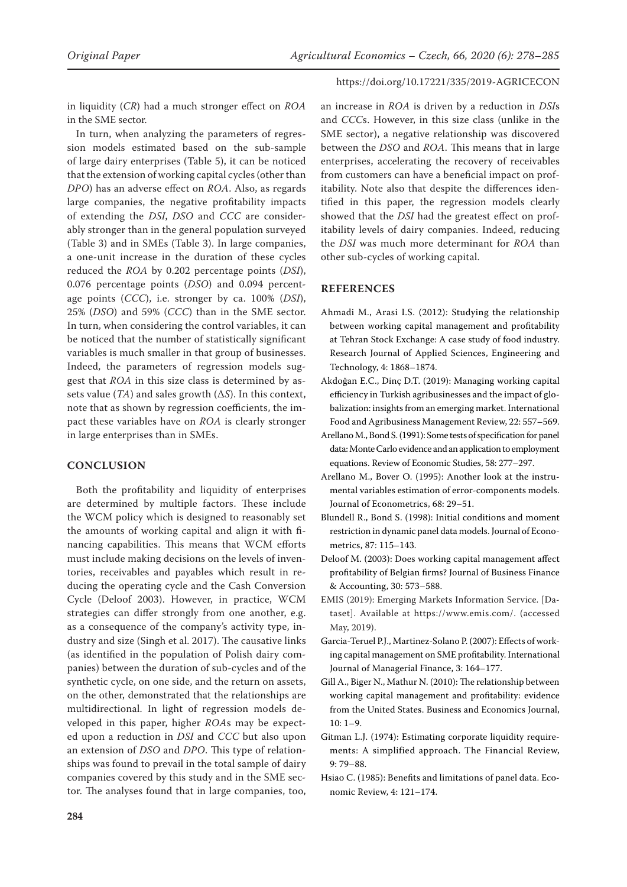in liquidity (*CR*) had a much stronger effect on *ROA* in the SME sector.

In turn, when analyzing the parameters of regression models estimated based on the sub-sample of large dairy enterprises (Table 5), it can be noticed that the extension of working capital cycles (other than *DPO*) has an adverse effect on *ROA*. Also, as regards large companies, the negative profitability impacts of extending the *DSI*, *DSO* and *CCC* are considerably stronger than in the general population surveyed (Table 3) and in SMEs (Table 3). In large companies, a one-unit increase in the duration of these cycles reduced the *ROA* by 0.202 percentage points (*DSI*), 0.076 percentage points (*DSO*) and 0.094 percentage points (*CCC*), i.e. stronger by ca. 100% (*DSI*), 25% (*DSO*) and 59% (*CCC*) than in the SME sector. In turn, when considering the control variables, it can be noticed that the number of statistically significant variables is much smaller in that group of businesses. Indeed, the parameters of regression models suggest that *ROA* in this size class is determined by assets value (*TA*) and sales growth ($\Delta S$). In this context, note that as shown by regression coefficients, the impact these variables have on *ROA* is clearly stronger in large enterprises than in SMEs.

## CONCLUSION

Both the profitability and liquidity of enterprises are determined by multiple factors. These include the WCM policy which is designed to reasonably set the amounts of working capital and align it with financing capabilities. This means that WCM efforts must include making decisions on the levels of inventories, receivables and payables which result in reducing the operating cycle and the Cash Conversion Cycle (Deloof 2003). However, in practice, WCM strategies can differ strongly from one another, e.g. as a consequence of the company's activity type, industry and size (Singh et al. 2017). The causative links (as identified in the population of Polish dairy companies) between the duration of sub-cycles and of the synthetic cycle, on one side, and the return on assets, on the other, demonstrated that the relationships are multidirectional. In light of regression models developed in this paper, higher *ROA*s may be expected upon a reduction in *DSI* and *CCC* but also upon an extension of *DSO* and *DPO*. This type of relationships was found to prevail in the total sample of dairy companies covered by this study and in the SME sector. The analyses found that in large companies, too, an increase in *ROA* is driven by a reduction in *DSI*s and *CCC*s. However, in this size class (unlike in the SME sector), a negative relationship was discovered between the *DSO* and *ROA*. This means that in large enterprises, accelerating the recovery of receivables from customers can have a beneficial impact on profitability. Note also that despite the differences identified in this paper, the regression models clearly showed that the *DSI* had the greatest effect on profitability levels of dairy companies. Indeed, reducing the *DSI* was much more determinant for *ROA* than other sub-cycles of working capital.

## REFERENCES

Ahmadi M., Arasi I.S. (2012): Studying the relationship between working capital management and profitability at Tehran Stock Exchange: A case study of food industry. Research Journal of Applied Sciences, Engineering and Technology, 4: 1868–1874.

Akdoğan E.C., Dinç D.T. (2019): Managing working capital efficiency in Turkish agribusinesses and the impact of globalization: insights from an emerging market. International Food and Agribusiness Management Review, 22: 557–569.

Arellano M., Bond S. (1991): Some tests of specification for panel data: Monte Carlo evidence and an application to employment equations. Review of Economic Studies, 58: 277–297.

Arellano M., Bover O. (1995): Another look at the instrumental variables estimation of error-components models. Journal of Econometrics, 68: 29–51.

Blundell R., Bond S. (1998): Initial conditions and moment restriction in dynamic panel data models. Journal of Econometrics, 87: 115–143.

Deloof M. (2003): Does working capital management affect profitability of Belgian firms? Journal of Business Finance & Accounting, 30: 573–588.

EMIS (2019): Emerging Markets Information Service. [Dataset]. Available at https://www.emis.com/. (accessed May, 2019).

Garcia-Teruel P.J., Martinez-Solano P. (2007): Effects of working capital management on SME profitability. International Journal of Managerial Finance, 3: 164–177.

Gill A., Biger N., Mathur N. (2010): The relationship between working capital management and profitability: evidence from the United States. Business and Economics Journal, 10: 1–9.

Gitman L.J. (1974): Estimating corporate liquidity requirements: A simplified approach. The Financial Review, 9: 79–88.

Hsiao C. (1985): Benefits and limitations of panel data. Economic Review, 4: 121–174.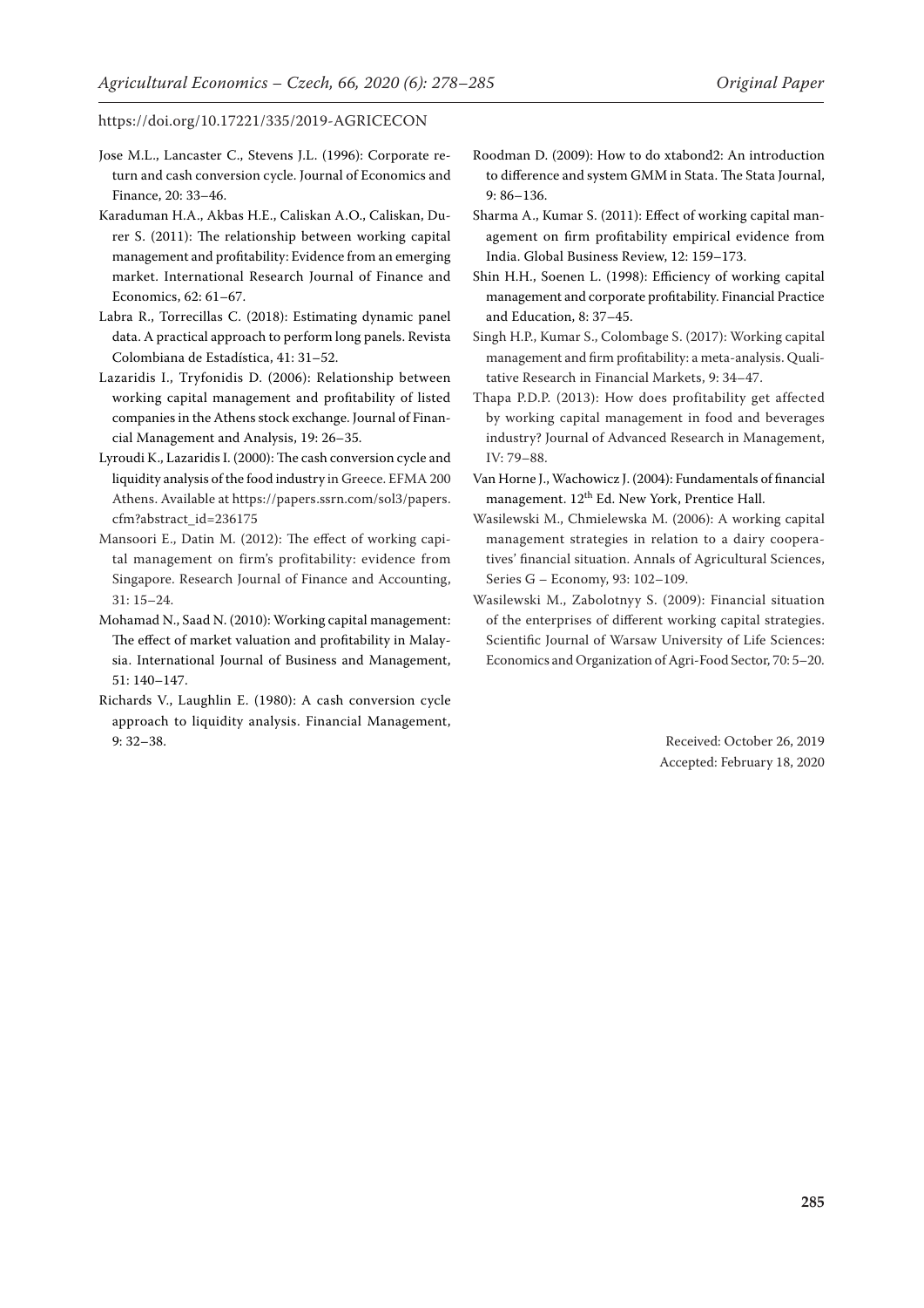Jose M.L., Lancaster C., Stevens J.L. (1996): Corporate return and cash conversion cycle. Journal of Economics and Finance, 20: 33–46.

Karaduman H.A., Akbas H.E., Caliskan A.O., Caliskan, Durer S. (2011): The relationship between working capital management and profitability: Evidence from an emerging market. International Research Journal of Finance and Economics, 62: 61–67.

Labra R., Torrecillas C. (2018): Estimating dynamic panel data. A practical approach to perform long panels. Revista Colombiana de Estadística, 41: 31–52.

Lazaridis I., Tryfonidis D. (2006): Relationship between working capital management and profitability of listed companies in the Athens stock exchange. Journal of Financial Management and Analysis, 19: 26–35.

Lyroudi K., Lazaridis I. (2000): The cash conversion cycle and liquidity analysis of the food industry in Greece. EFMA 200 Athens. Available at https://papers.ssrn.com/sol3/papers.cfm?abstract_id=236175

Mansoori E., Datin M. (2012): The effect of working capital management on firm's profitability: evidence from Singapore. Research Journal of Finance and Accounting, 31: 15–24.

Mohamad N., Saad N. (2010): Working capital management: The effect of market valuation and profitability in Malaysia. International Journal of Business and Management, 51: 140–147.

Richards V., Laughlin E. (1980): A cash conversion cycle approach to liquidity analysis. Financial Management, 9: 32–38.

Roodman D. (2009): How to do xtabond2: An introduction to difference and system GMM in Stata. The Stata Journal, 9: 86–136.

Sharma A., Kumar S. (2011): Effect of working capital management on firm profitability empirical evidence from India. Global Business Review, 12: 159–173.

Shin H.H., Soenen L. (1998): Efficiency of working capital management and corporate profitability. Financial Practice and Education, 8: 37–45.

Singh H.P., Kumar S., Colombage S. (2017): Working capital management and firm profitability: a meta-analysis. Qualitative Research in Financial Markets, 9: 34–47.

Thapa P.D.P. (2013): How does profitability get affected by working capital management in food and beverages industry? Journal of Advanced Research in Management, IV: 79–88.

Van Horne J., Wachowicz J. (2004): Fundamentals of financial management. 12th Ed. New York, Prentice Hall.

Wasilewski M., Chmielewska M. (2006): A working capital management strategies in relation to a dairy cooperatives' financial situation. Annals of Agricultural Sciences, Series G – Economy, 93: 102–109.

Wasilewski M., Zabolotnyy S. (2009): Financial situation of the enterprises of different working capital strategies. Scientific Journal of Warsaw University of Life Sciences: Economics and Organization of Agri-Food Sector, 70: 5–20.

Received: October 26, 2019
Accepted: February 18, 2020